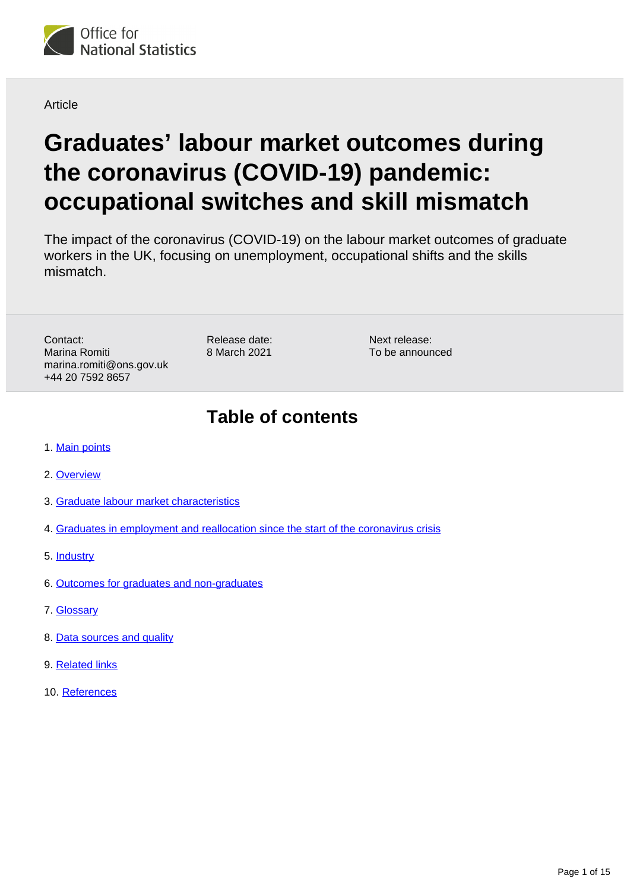Office for National Statistics

Article

# Graduates' labour market outcomes during the coronavirus (COVID-19) pandemic: occupational switches and skill mismatch

The impact of the coronavirus (COVID-19) on the labour market outcomes of graduate workers in the UK, focusing on unemployment, occupational shifts and the skills mismatch.

Contact:
Marina Romiti
marina.romiti@ons.gov.uk
+44 20 7592 8657

Release date:
8 March 2021

Next release:
To be announced

## Table of contents

1. Main points
2. Overview
3. Graduate labour market characteristics
4. Graduates in employment and reallocation since the start of the coronavirus crisis
5. Industry
6. Outcomes for graduates and non-graduates
7. Glossary
8. Data sources and quality
9. Related links
10. References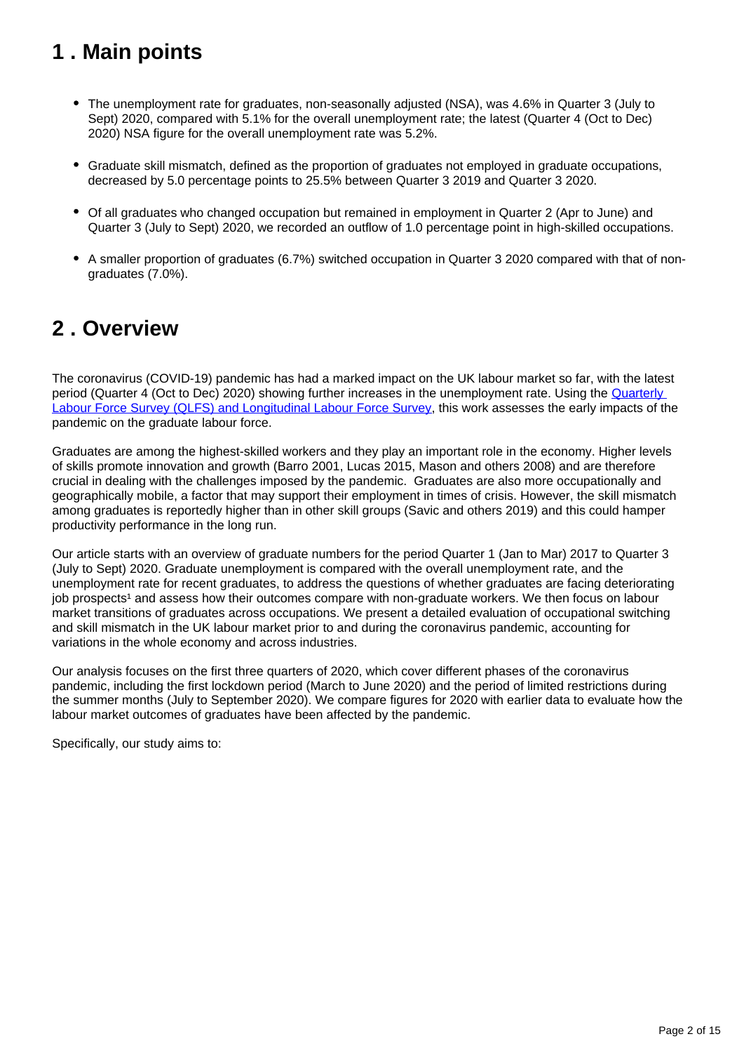## 1 . Main points

- The unemployment rate for graduates, non-seasonally adjusted (NSA), was 4.6% in Quarter 3 (July to Sept) 2020, compared with 5.1% for the overall unemployment rate; the latest (Quarter 4 (Oct to Dec) 2020) NSA figure for the overall unemployment rate was 5.2%.
- Graduate skill mismatch, defined as the proportion of graduates not employed in graduate occupations, decreased by 5.0 percentage points to 25.5% between Quarter 3 2019 and Quarter 3 2020.
- Of all graduates who changed occupation but remained in employment in Quarter 2 (Apr to June) and Quarter 3 (July to Sept) 2020, we recorded an outflow of 1.0 percentage point in high-skilled occupations.
- A smaller proportion of graduates (6.7%) switched occupation in Quarter 3 2020 compared with that of non-graduates (7.0%).

## 2 . Overview

The coronavirus (COVID-19) pandemic has had a marked impact on the UK labour market so far, with the latest period (Quarter 4 (Oct to Dec) 2020) showing further increases in the unemployment rate. Using the Quarterly Labour Force Survey (QLFS) and Longitudinal Labour Force Survey, this work assesses the early impacts of the pandemic on the graduate labour force.

Graduates are among the highest-skilled workers and they play an important role in the economy. Higher levels of skills promote innovation and growth (Barro 2001, Lucas 2015, Mason and others 2008) and are therefore crucial in dealing with the challenges imposed by the pandemic. Graduates are also more occupationally and geographically mobile, a factor that may support their employment in times of crisis. However, the skill mismatch among graduates is reportedly higher than in other skill groups (Savic and others 2019) and this could hamper productivity performance in the long run.

Our article starts with an overview of graduate numbers for the period Quarter 1 (Jan to Mar) 2017 to Quarter 3 (July to Sept) 2020. Graduate unemployment is compared with the overall unemployment rate, and the unemployment rate for recent graduates, to address the questions of whether graduates are facing deteriorating job prospects[1] and assess how their outcomes compare with non-graduate workers. We then focus on labour market transitions of graduates across occupations. We present a detailed evaluation of occupational switching and skill mismatch in the UK labour market prior to and during the coronavirus pandemic, accounting for variations in the whole economy and across industries.

Our analysis focuses on the first three quarters of 2020, which cover different phases of the coronavirus pandemic, including the first lockdown period (March to June 2020) and the period of limited restrictions during the summer months (July to September 2020). We compare figures for 2020 with earlier data to evaluate how the labour market outcomes of graduates have been affected by the pandemic.

Specifically, our study aims to: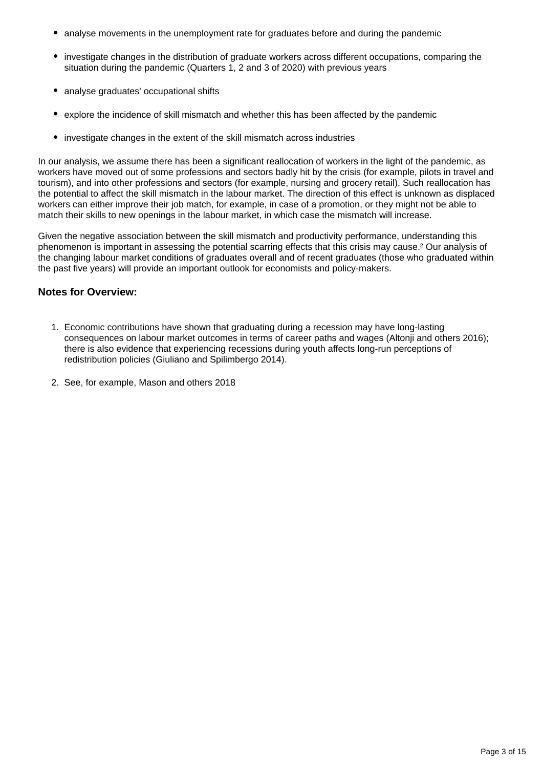- analyse movements in the unemployment rate for graduates before and during the pandemic
- investigate changes in the distribution of graduate workers across different occupations, comparing the situation during the pandemic (Quarters 1, 2 and 3 of 2020) with previous years
- analyse graduates' occupational shifts
- explore the incidence of skill mismatch and whether this has been affected by the pandemic
- investigate changes in the extent of the skill mismatch across industries

In our analysis, we assume there has been a significant reallocation of workers in the light of the pandemic, as workers have moved out of some professions and sectors badly hit by the crisis (for example, pilots in travel and tourism), and into other professions and sectors (for example, nursing and grocery retail). Such reallocation has the potential to affect the skill mismatch in the labour market. The direction of this effect is unknown as displaced workers can either improve their job match, for example, in case of a promotion, or they might not be able to match their skills to new openings in the labour market, in which case the mismatch will increase.

Given the negative association between the skill mismatch and productivity performance, understanding this phenomenon is important in assessing the potential scarring effects that this crisis may cause.[2] Our analysis of the changing labour market conditions of graduates overall and of recent graduates (those who graduated within the past five years) will provide an important outlook for economists and policy-makers.

### Notes for Overview:

1. Economic contributions have shown that graduating during a recession may have long-lasting consequences on labour market outcomes in terms of career paths and wages (Altonji and others 2016); there is also evidence that experiencing recessions during youth affects long-run perceptions of redistribution policies (Giuliano and Spilimbergo 2014).
2. See, for example, Mason and others 2018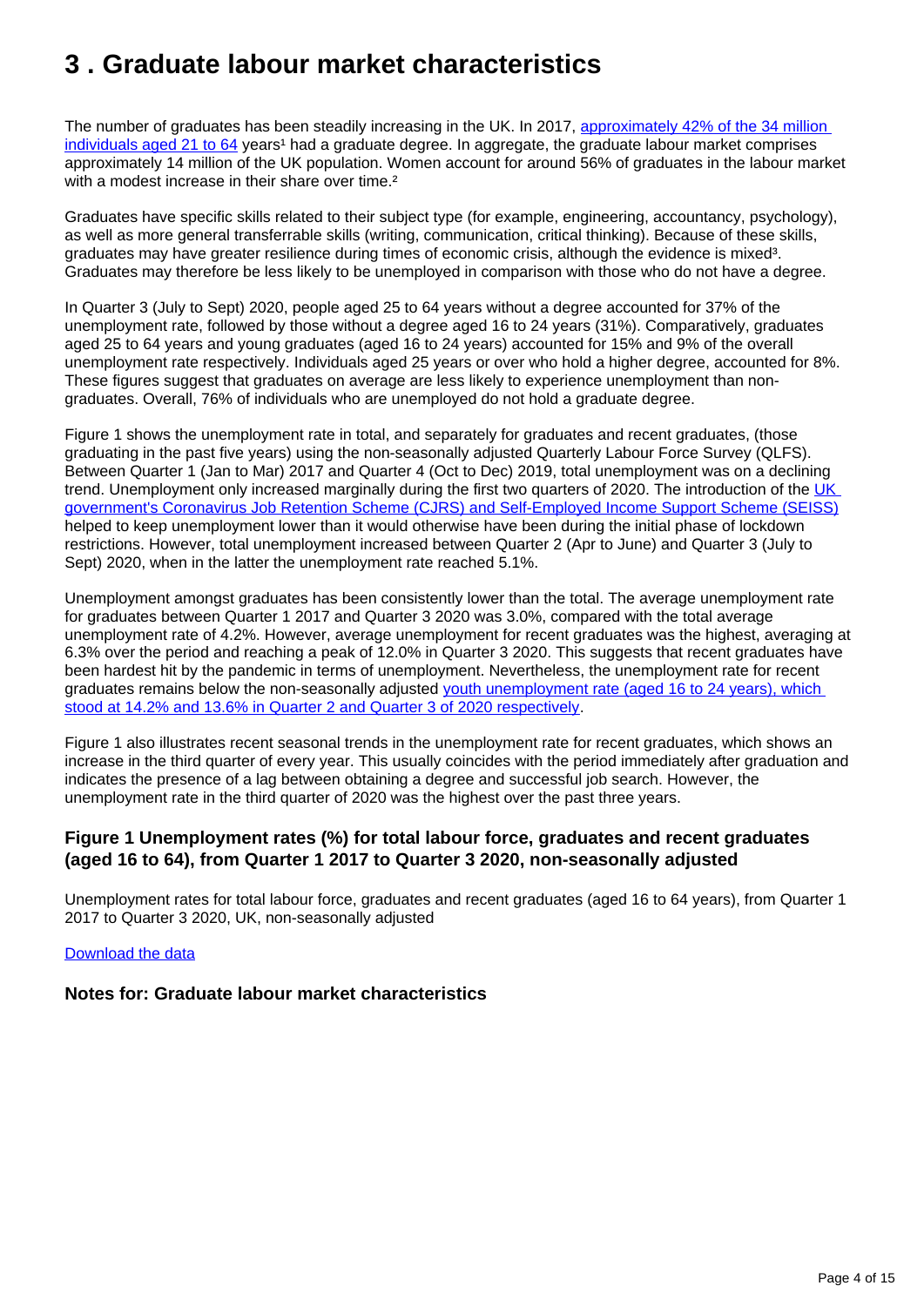# 3 . Graduate labour market characteristics

The number of graduates has been steadily increasing in the UK. In 2017, approximately 42% of the 34 million individuals aged 21 to 64 years[1] had a graduate degree. In aggregate, the graduate labour market comprises approximately 14 million of the UK population. Women account for around 56% of graduates in the labour market with a modest increase in their share over time.[2]

Graduates have specific skills related to their subject type (for example, engineering, accountancy, psychology), as well as more general transferrable skills (writing, communication, critical thinking). Because of these skills, graduates may have greater resilience during times of economic crisis, although the evidence is mixed[3]. Graduates may therefore be less likely to be unemployed in comparison with those who do not have a degree.

In Quarter 3 (July to Sept) 2020, people aged 25 to 64 years without a degree accounted for 37% of the unemployment rate, followed by those without a degree aged 16 to 24 years (31%). Comparatively, graduates aged 25 to 64 years and young graduates (aged 16 to 24 years) accounted for 15% and 9% of the overall unemployment rate respectively. Individuals aged 25 years or over who hold a higher degree, accounted for 8%. These figures suggest that graduates on average are less likely to experience unemployment than non-graduates. Overall, 76% of individuals who are unemployed do not hold a graduate degree.

Figure 1 shows the unemployment rate in total, and separately for graduates and recent graduates, (those graduating in the past five years) using the non-seasonally adjusted Quarterly Labour Force Survey (QLFS). Between Quarter 1 (Jan to Mar) 2017 and Quarter 4 (Oct to Dec) 2019, total unemployment was on a declining trend. Unemployment only increased marginally during the first two quarters of 2020. The introduction of the UK government's Coronavirus Job Retention Scheme (CJRS) and Self-Employed Income Support Scheme (SEISS) helped to keep unemployment lower than it would otherwise have been during the initial phase of lockdown restrictions. However, total unemployment increased between Quarter 2 (Apr to June) and Quarter 3 (July to Sept) 2020, when in the latter the unemployment rate reached 5.1%.

Unemployment amongst graduates has been consistently lower than the total. The average unemployment rate for graduates between Quarter 1 2017 and Quarter 3 2020 was 3.0%, compared with the total average unemployment rate of 4.2%. However, average unemployment for recent graduates was the highest, averaging at 6.3% over the period and reaching a peak of 12.0% in Quarter 3 2020. This suggests that recent graduates have been hardest hit by the pandemic in terms of unemployment. Nevertheless, the unemployment rate for recent graduates remains below the non-seasonally adjusted youth unemployment rate (aged 16 to 24 years), which stood at 14.2% and 13.6% in Quarter 2 and Quarter 3 of 2020 respectively.

Figure 1 also illustrates recent seasonal trends in the unemployment rate for recent graduates, which shows an increase in the third quarter of every year. This usually coincides with the period immediately after graduation and indicates the presence of a lag between obtaining a degree and successful job search. However, the unemployment rate in the third quarter of 2020 was the highest over the past three years.

### Figure 1 Unemployment rates (%) for total labour force, graduates and recent graduates (aged 16 to 64), from Quarter 1 2017 to Quarter 3 2020, non-seasonally adjusted

Unemployment rates for total labour force, graduates and recent graduates (aged 16 to 64 years), from Quarter 1 2017 to Quarter 3 2020, UK, non-seasonally adjusted

Download the data

### Notes for: Graduate labour market characteristics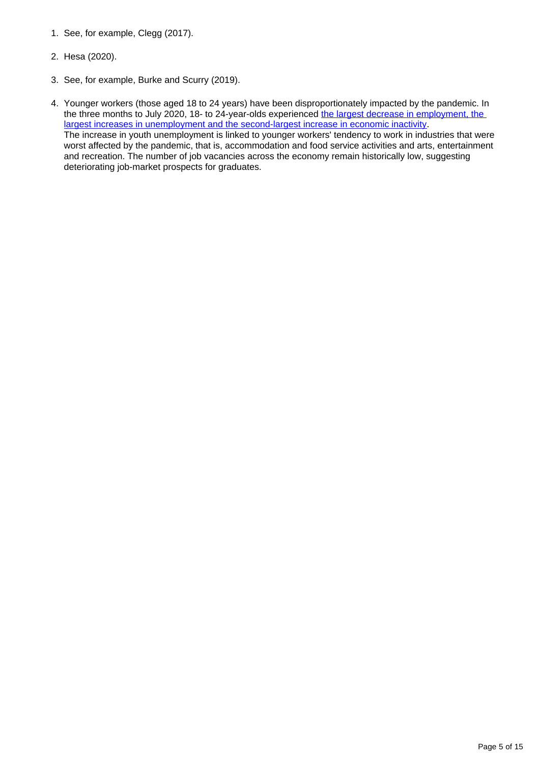1. See, for example, Clegg (2017).

2. Hesa (2020).

3. See, for example, Burke and Scurry (2019).

4. Younger workers (those aged 18 to 24 years) have been disproportionately impacted by the pandemic. In the three months to July 2020, 18- to 24-year-olds experienced the largest decrease in employment, the largest increases in unemployment and the second-largest increase in economic inactivity.
   The increase in youth unemployment is linked to younger workers' tendency to work in industries that were worst affected by the pandemic, that is, accommodation and food service activities and arts, entertainment and recreation. The number of job vacancies across the economy remain historically low, suggesting deteriorating job-market prospects for graduates.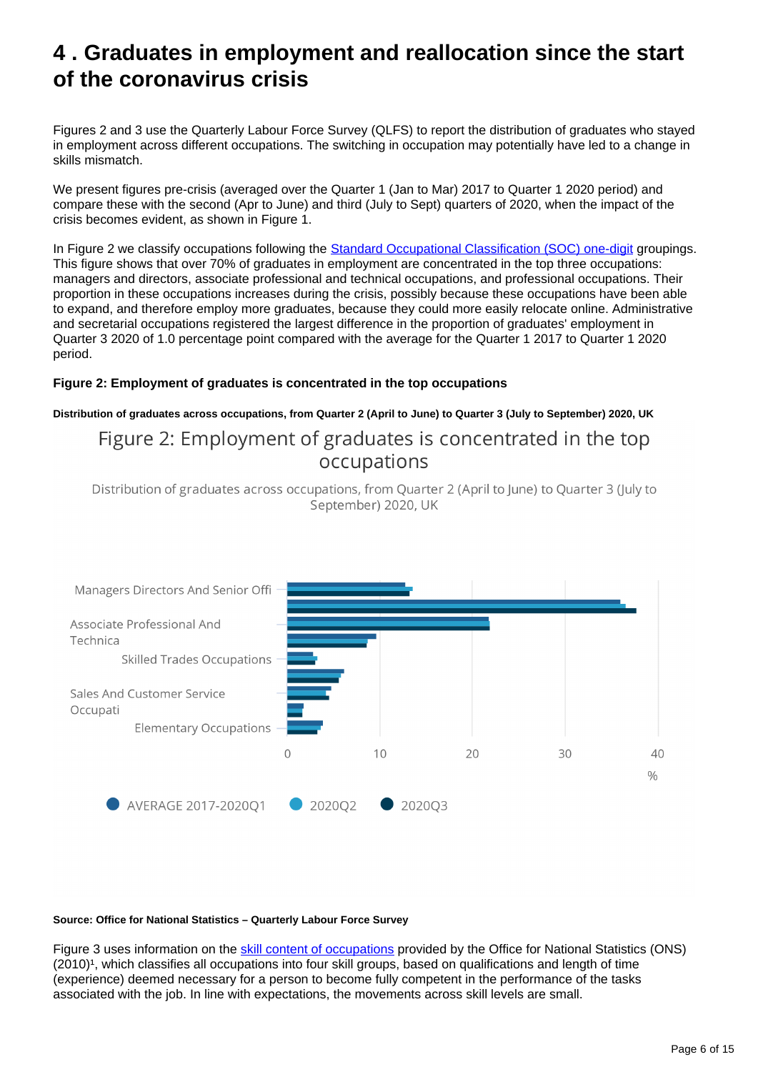# 4 . Graduates in employment and reallocation since the start of the coronavirus crisis

Figures 2 and 3 use the Quarterly Labour Force Survey (QLFS) to report the distribution of graduates who stayed in employment across different occupations. The switching in occupation may potentially have led to a change in skills mismatch.

We present figures pre-crisis (averaged over the Quarter 1 (Jan to Mar) 2017 to Quarter 1 2020 period) and compare these with the second (Apr to June) and third (July to Sept) quarters of 2020, when the impact of the crisis becomes evident, as shown in Figure 1.

In Figure 2 we classify occupations following the Standard Occupational Classification (SOC) one-digit groupings. This figure shows that over 70% of graduates in employment are concentrated in the top three occupations: managers and directors, associate professional and technical occupations, and professional occupations. Their proportion in these occupations increases during the crisis, possibly because these occupations have been able to expand, and therefore employ more graduates, because they could more easily relocate online. Administrative and secretarial occupations registered the largest difference in the proportion of graduates' employment in Quarter 3 2020 of 1.0 percentage point compared with the average for the Quarter 1 2017 to Quarter 1 2020 period.

**Figure 2: Employment of graduates is concentrated in the top occupations**

**Distribution of graduates across occupations, from Quarter 2 (April to June) to Quarter 3 (July to September) 2020, UK**

Figure 2: Employment of graduates is concentrated in the top occupations

Distribution of graduates across occupations, from Quarter 2 (April to June) to Quarter 3 (July to September) 2020, UK

Managers Directors And Senior Offi
Associate Professional And Technica
Skilled Trades Occupations
Sales And Customer Service Occupati
Elementary Occupations

0 10 20 30 40
%

AVERAGE 2017-2020Q1 2020Q2 2020Q3

**Source: Office for National Statistics – Quarterly Labour Force Survey**

Figure 3 uses information on the skill content of occupations provided by the Office for National Statistics (ONS) (2010)[1], which classifies all occupations into four skill groups, based on qualifications and length of time (experience) deemed necessary for a person to become fully competent in the performance of the tasks associated with the job. In line with expectations, the movements across skill levels are small.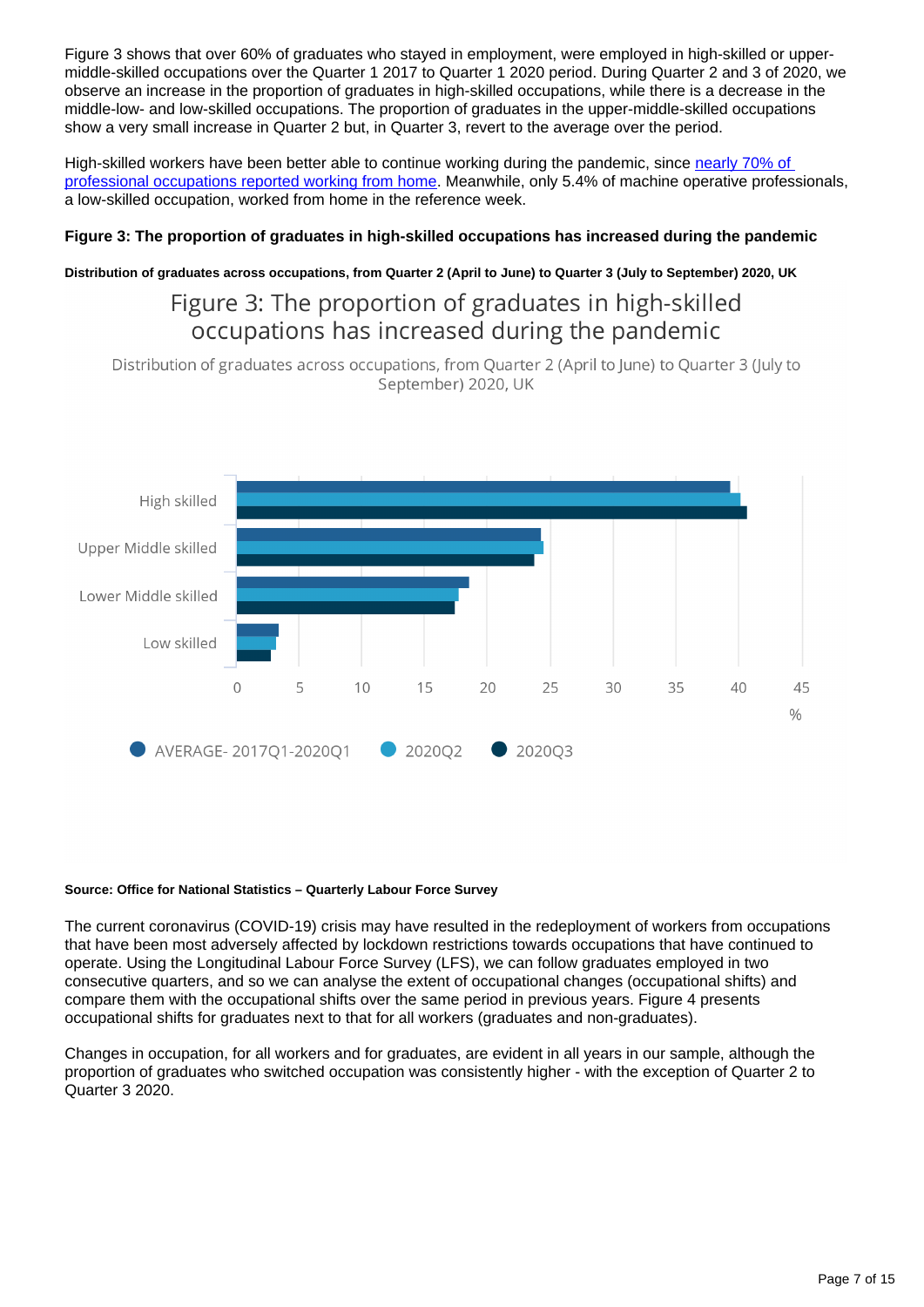Figure 3 shows that over 60% of graduates who stayed in employment, were employed in high-skilled or upper-middle-skilled occupations over the Quarter 1 2017 to Quarter 1 2020 period. During Quarter 2 and 3 of 2020, we observe an increase in the proportion of graduates in high-skilled occupations, while there is a decrease in the middle-low- and low-skilled occupations. The proportion of graduates in the upper-middle-skilled occupations show a very small increase in Quarter 2 but, in Quarter 3, revert to the average over the period.

High-skilled workers have been better able to continue working during the pandemic, since [nearly 70% of professional occupations reported working from home](). Meanwhile, only 5.4% of machine operative professionals, a low-skilled occupation, worked from home in the reference week.

**Figure 3: The proportion of graduates in high-skilled occupations has increased during the pandemic**

**Distribution of graduates across occupations, from Quarter 2 (April to June) to Quarter 3 (July to September) 2020, UK**

Figure 3: The proportion of graduates in high-skilled occupations has increased during the pandemic

Distribution of graduates across occupations, from Quarter 2 (April to June) to Quarter 3 (July to September) 2020, UK

**Source: Office for National Statistics – Quarterly Labour Force Survey**

The current coronavirus (COVID-19) crisis may have resulted in the redeployment of workers from occupations that have been most adversely affected by lockdown restrictions towards occupations that have continued to operate. Using the Longitudinal Labour Force Survey (LFS), we can follow graduates employed in two consecutive quarters, and so we can analyse the extent of occupational changes (occupational shifts) and compare them with the occupational shifts over the same period in previous years. Figure 4 presents occupational shifts for graduates next to that for all workers (graduates and non-graduates).

Changes in occupation, for all workers and for graduates, are evident in all years in our sample, although the proportion of graduates who switched occupation was consistently higher - with the exception of Quarter 2 to Quarter 3 2020.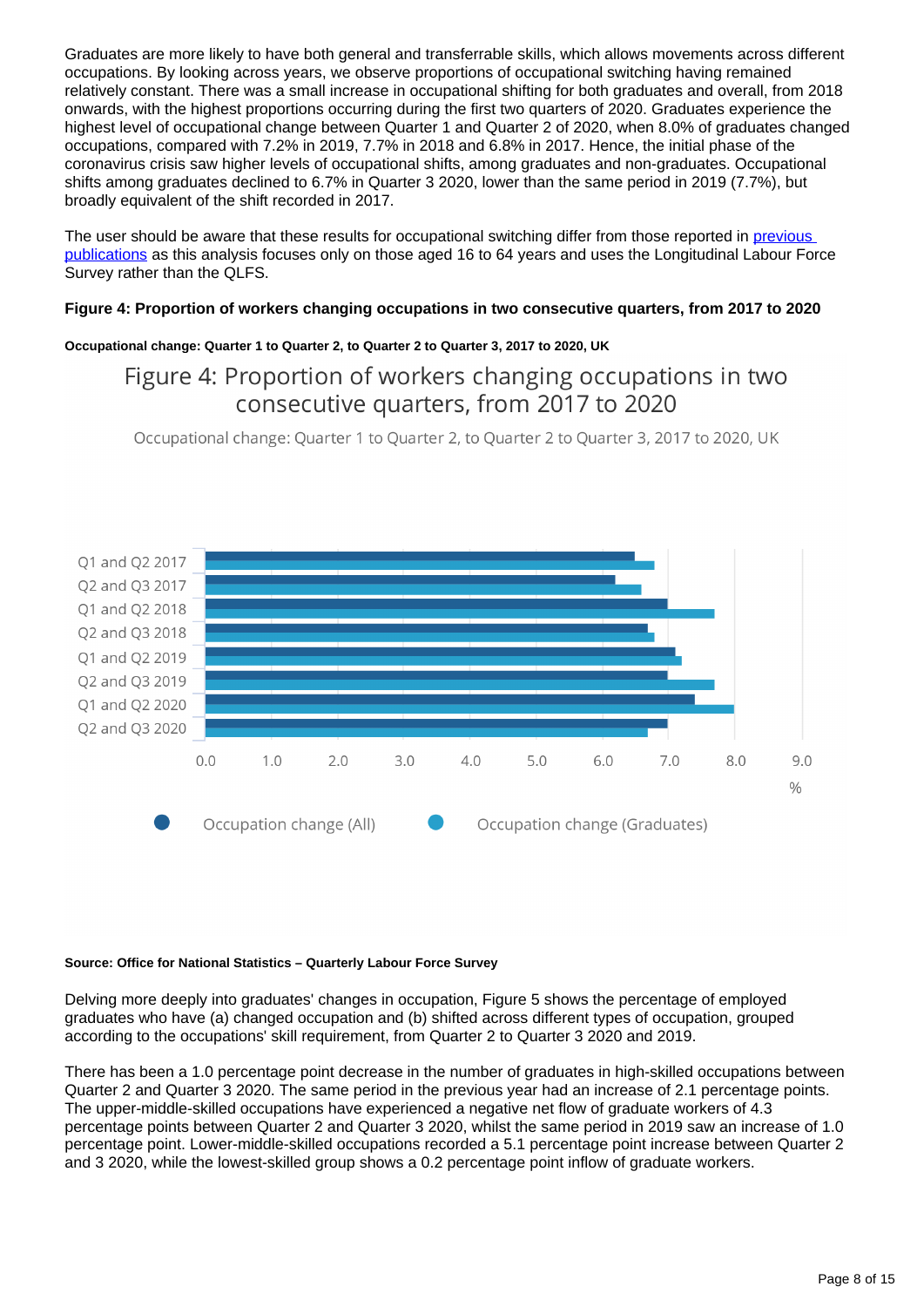Graduates are more likely to have both general and transferrable skills, which allows movements across different occupations. By looking across years, we observe proportions of occupational switching having remained relatively constant. There was a small increase in occupational shifting for both graduates and overall, from 2018 onwards, with the highest proportions occurring during the first two quarters of 2020. Graduates experience the highest level of occupational change between Quarter 1 and Quarter 2 of 2020, when 8.0% of graduates changed occupations, compared with 7.2% in 2019, 7.7% in 2018 and 6.8% in 2017. Hence, the initial phase of the coronavirus crisis saw higher levels of occupational shifts, among graduates and non-graduates. Occupational shifts among graduates declined to 6.7% in Quarter 3 2020, lower than the same period in 2019 (7.7%), but broadly equivalent of the shift recorded in 2017.

The user should be aware that these results for occupational switching differ from those reported in [previous publications](#) as this analysis focuses only on those aged 16 to 64 years and uses the Longitudinal Labour Force Survey rather than the QLFS.

**Figure 4: Proportion of workers changing occupations in two consecutive quarters, from 2017 to 2020**

**Occupational change: Quarter 1 to Quarter 2, to Quarter 2 to Quarter 3, 2017 to 2020, UK**

Figure 4: Proportion of workers changing occupations in two consecutive quarters, from 2017 to 2020

Occupational change: Quarter 1 to Quarter 2, to Quarter 2 to Quarter 3, 2017 to 2020, UK

| Period | Occupation change (All) (%) | Occupation change (Graduates) (%) |
|---|---|---|
| Q1 and Q2 2017 | 6.5 | 6.8 |
| Q2 and Q3 2017 | 6.2 | 6.6 |
| Q1 and Q2 2018 | 7.0 | 7.7 |
| Q2 and Q3 2018 | 6.7 | 6.8 |
| Q1 and Q2 2019 | 7.1 | 7.2 |
| Q2 and Q3 2019 | 7.0 | 7.7 |
| Q1 and Q2 2020 | 7.4 | 8.0 |
| Q2 and Q3 2020 | 7.0 | 6.7 |

**Source: Office for National Statistics – Quarterly Labour Force Survey**

Delving more deeply into graduates' changes in occupation, Figure 5 shows the percentage of employed graduates who have (a) changed occupation and (b) shifted across different types of occupation, grouped according to the occupations' skill requirement, from Quarter 2 to Quarter 3 2020 and 2019.

There has been a 1.0 percentage point decrease in the number of graduates in high-skilled occupations between Quarter 2 and Quarter 3 2020. The same period in the previous year had an increase of 2.1 percentage points. The upper-middle-skilled occupations have experienced a negative net flow of graduate workers of 4.3 percentage points between Quarter 2 and Quarter 3 2020, whilst the same period in 2019 saw an increase of 1.0 percentage point. Lower-middle-skilled occupations recorded a 5.1 percentage point increase between Quarter 2 and 3 2020, while the lowest-skilled group shows a 0.2 percentage point inflow of graduate workers.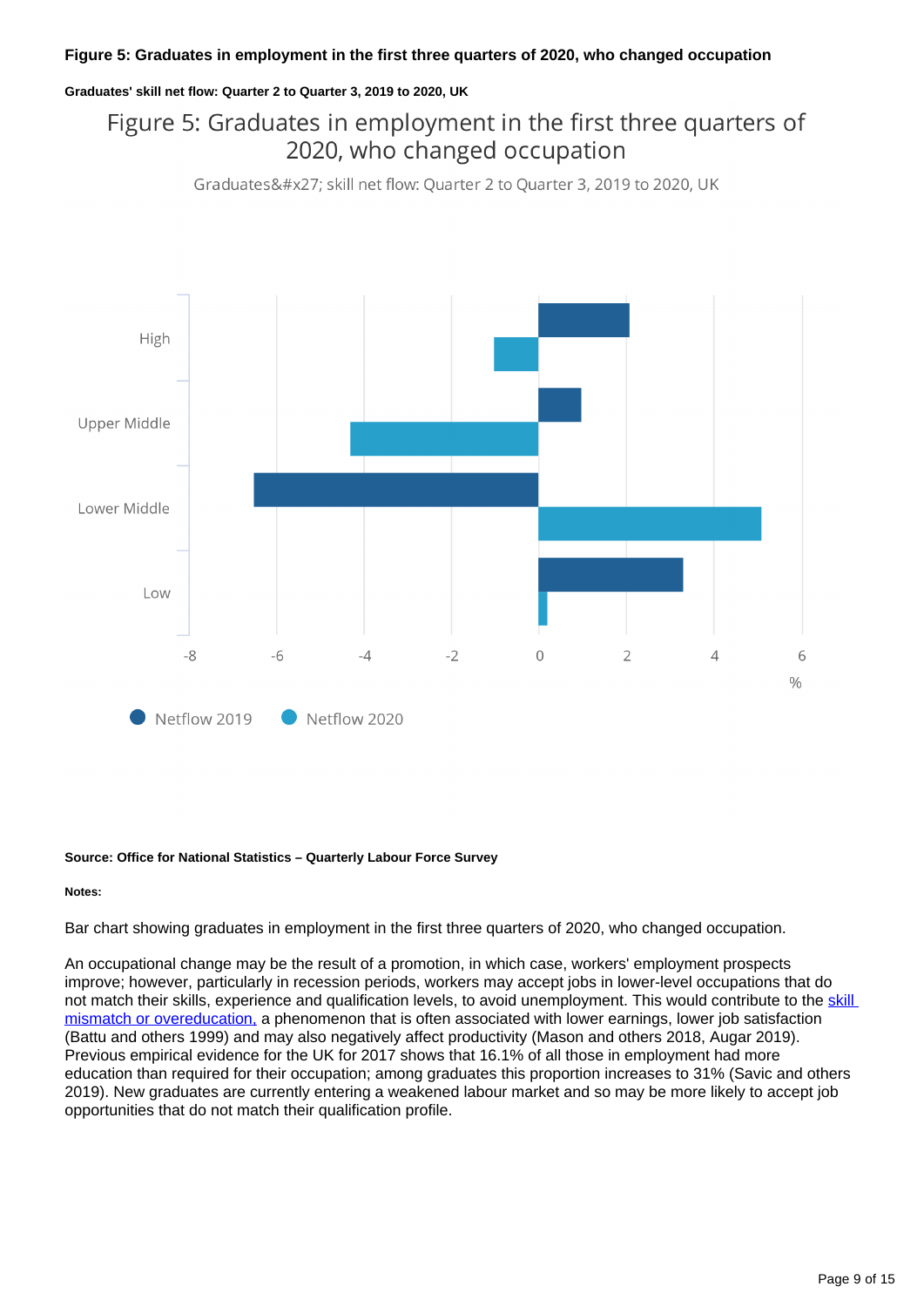### Figure 5: Graduates in employment in the first three quarters of 2020, who changed occupation

**Graduates' skill net flow: Quarter 2 to Quarter 3, 2019 to 2020, UK**

**Source: Office for National Statistics – Quarterly Labour Force Survey**

**Notes:**

Bar chart showing graduates in employment in the first three quarters of 2020, who changed occupation.

An occupational change may be the result of a promotion, in which case, workers' employment prospects improve; however, particularly in recession periods, workers may accept jobs in lower-level occupations that do not match their skills, experience and qualification levels, to avoid unemployment. This would contribute to the skill mismatch or overeducation, a phenomenon that is often associated with lower earnings, lower job satisfaction (Battu and others 1999) and may also negatively affect productivity (Mason and others 2018, Augar 2019). Previous empirical evidence for the UK for 2017 shows that 16.1% of all those in employment had more education than required for their occupation; among graduates this proportion increases to 31% (Savic and others 2019). New graduates are currently entering a weakened labour market and so may be more likely to accept job opportunities that do not match their qualification profile.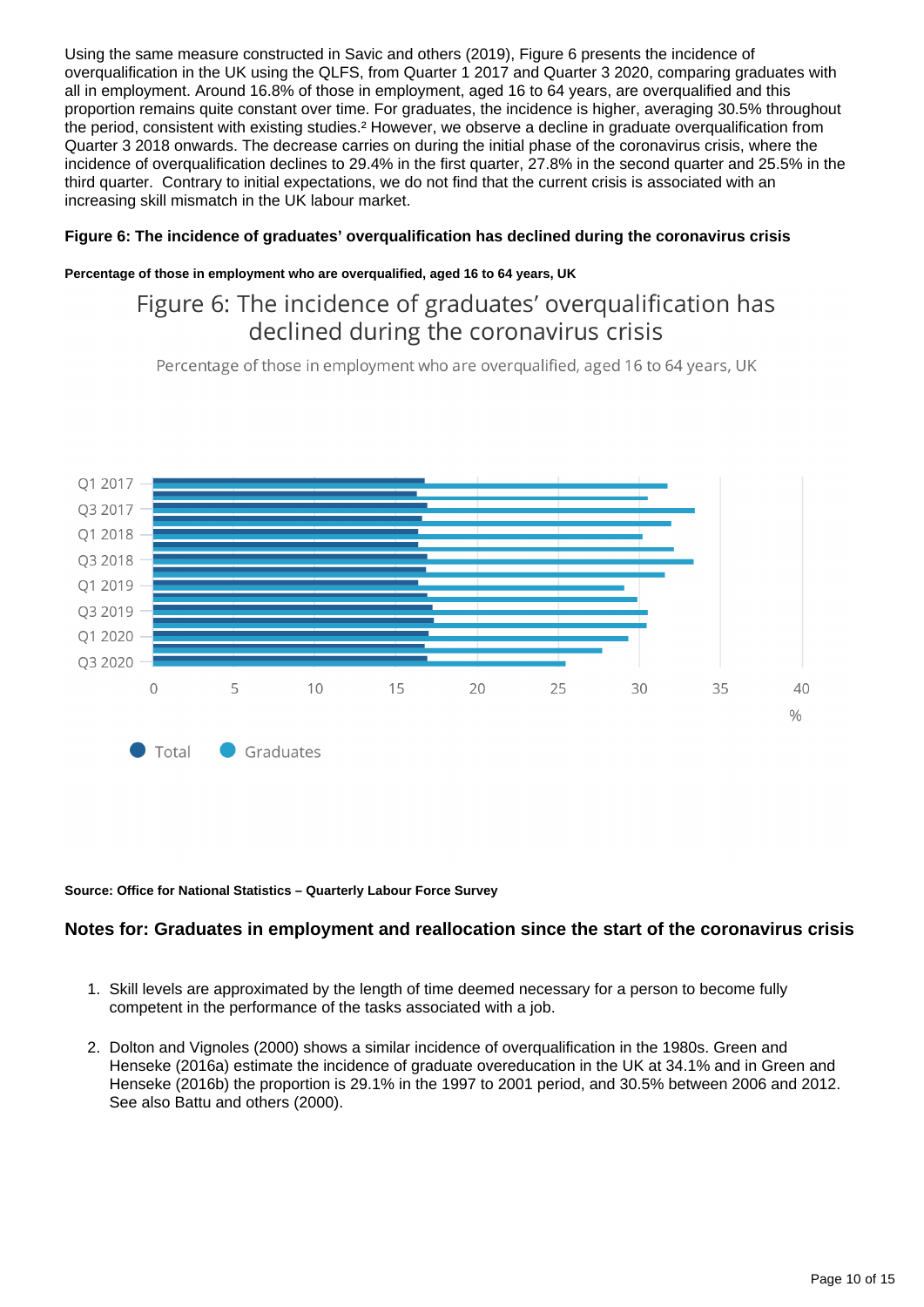Using the same measure constructed in Savic and others (2019), Figure 6 presents the incidence of overqualification in the UK using the QLFS, from Quarter 1 2017 and Quarter 3 2020, comparing graduates with all in employment. Around 16.8% of those in employment, aged 16 to 64 years, are overqualified and this proportion remains quite constant over time. For graduates, the incidence is higher, averaging 30.5% throughout the period, consistent with existing studies.[2] However, we observe a decline in graduate overqualification from Quarter 3 2018 onwards. The decrease carries on during the initial phase of the coronavirus crisis, where the incidence of overqualification declines to 29.4% in the first quarter, 27.8% in the second quarter and 25.5% in the third quarter. Contrary to initial expectations, we do not find that the current crisis is associated with an increasing skill mismatch in the UK labour market.

**Figure 6: The incidence of graduates' overqualification has declined during the coronavirus crisis**

**Percentage of those in employment who are overqualified, aged 16 to 64 years, UK**

**Source: Office for National Statistics – Quarterly Labour Force Survey**

### Notes for: Graduates in employment and reallocation since the start of the coronavirus crisis

1. Skill levels are approximated by the length of time deemed necessary for a person to become fully competent in the performance of the tasks associated with a job.
2. Dolton and Vignoles (2000) shows a similar incidence of overqualification in the 1980s. Green and Henseke (2016a) estimate the incidence of graduate overeducation in the UK at 34.1% and in Green and Henseke (2016b) the proportion is 29.1% in the 1997 to 2001 period, and 30.5% between 2006 and 2012. See also Battu and others (2000).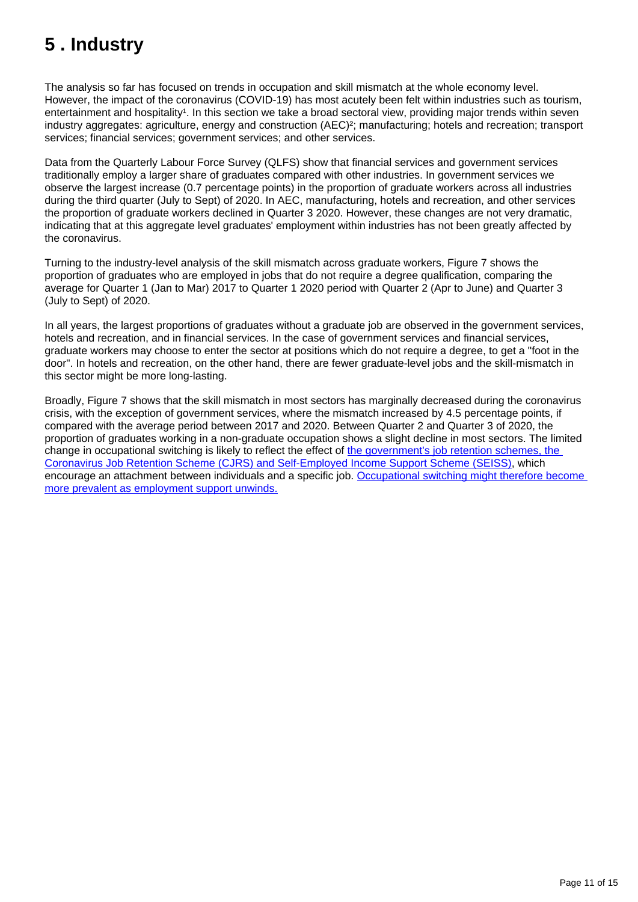# 5 . Industry

The analysis so far has focused on trends in occupation and skill mismatch at the whole economy level. However, the impact of the coronavirus (COVID-19) has most acutely been felt within industries such as tourism, entertainment and hospitality[1]. In this section we take a broad sectoral view, providing major trends within seven industry aggregates: agriculture, energy and construction (AEC)[2]; manufacturing; hotels and recreation; transport services; financial services; government services; and other services.

Data from the Quarterly Labour Force Survey (QLFS) show that financial services and government services traditionally employ a larger share of graduates compared with other industries. In government services we observe the largest increase (0.7 percentage points) in the proportion of graduate workers across all industries during the third quarter (July to Sept) of 2020. In AEC, manufacturing, hotels and recreation, and other services the proportion of graduate workers declined in Quarter 3 2020. However, these changes are not very dramatic, indicating that at this aggregate level graduates' employment within industries has not been greatly affected by the coronavirus.

Turning to the industry-level analysis of the skill mismatch across graduate workers, Figure 7 shows the proportion of graduates who are employed in jobs that do not require a degree qualification, comparing the average for Quarter 1 (Jan to Mar) 2017 to Quarter 1 2020 period with Quarter 2 (Apr to June) and Quarter 3 (July to Sept) of 2020.

In all years, the largest proportions of graduates without a graduate job are observed in the government services, hotels and recreation, and in financial services. In the case of government services and financial services, graduate workers may choose to enter the sector at positions which do not require a degree, to get a "foot in the door". In hotels and recreation, on the other hand, there are fewer graduate-level jobs and the skill-mismatch in this sector might be more long-lasting.

Broadly, Figure 7 shows that the skill mismatch in most sectors has marginally decreased during the coronavirus crisis, with the exception of government services, where the mismatch increased by 4.5 percentage points, if compared with the average period between 2017 and 2020. Between Quarter 2 and Quarter 3 of 2020, the proportion of graduates working in a non-graduate occupation shows a slight decline in most sectors. The limited change in occupational switching is likely to reflect the effect of [the government's job retention schemes, the Coronavirus Job Retention Scheme (CJRS) and Self-Employed Income Support Scheme (SEISS)](), which encourage an attachment between individuals and a specific job. [Occupational switching might therefore become more prevalent as employment support unwinds.]()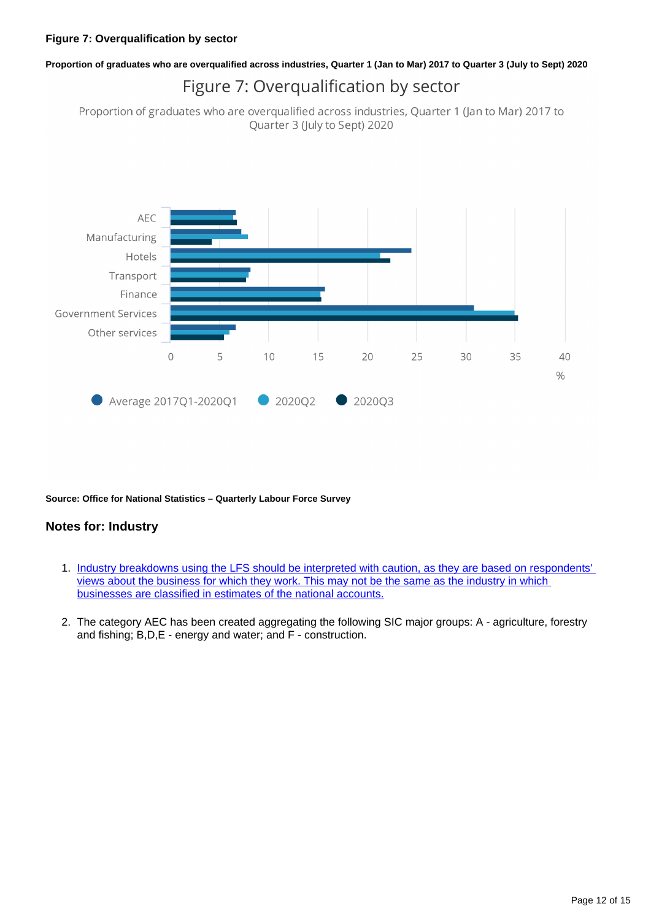### Figure 7: Overqualification by sector

**Proportion of graduates who are overqualified across industries, Quarter 1 (Jan to Mar) 2017 to Quarter 3 (July to Sept) 2020**

Figure 7: Overqualification by sector

Proportion of graduates who are overqualified across industries, Quarter 1 (Jan to Mar) 2017 to Quarter 3 (July to Sept) 2020

AEC
Manufacturing
Hotels
Transport
Finance
Government Services
Other services

0 5 10 15 20 25 30 35 40
%

Average 2017Q1-2020Q1 2020Q2 2020Q3

**Source: Office for National Statistics – Quarterly Labour Force Survey**

### Notes for: Industry

1. Industry breakdowns using the LFS should be interpreted with caution, as they are based on respondents' views about the business for which they work. This may not be the same as the industry in which businesses are classified in estimates of the national accounts.

2. The category AEC has been created aggregating the following SIC major groups: A - agriculture, forestry and fishing; B,D,E - energy and water; and F - construction.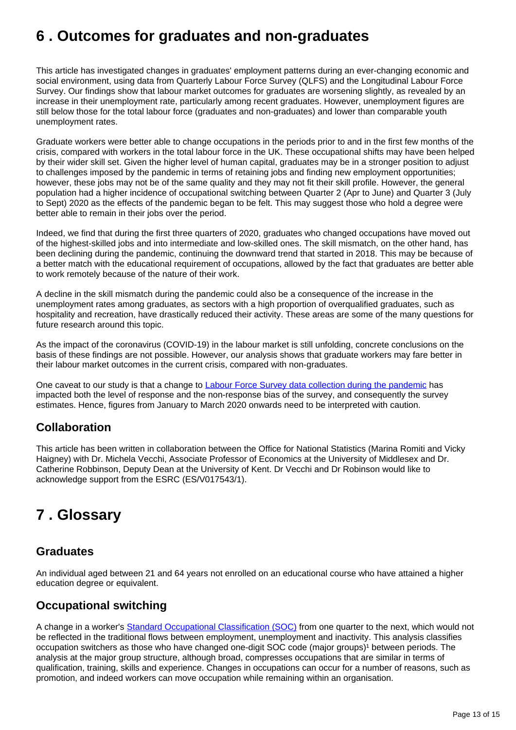# 6 . Outcomes for graduates and non-graduates

This article has investigated changes in graduates' employment patterns during an ever-changing economic and social environment, using data from Quarterly Labour Force Survey (QLFS) and the Longitudinal Labour Force Survey. Our findings show that labour market outcomes for graduates are worsening slightly, as revealed by an increase in their unemployment rate, particularly among recent graduates. However, unemployment figures are still below those for the total labour force (graduates and non-graduates) and lower than comparable youth unemployment rates.

Graduate workers were better able to change occupations in the periods prior to and in the first few months of the crisis, compared with workers in the total labour force in the UK. These occupational shifts may have been helped by their wider skill set. Given the higher level of human capital, graduates may be in a stronger position to adjust to challenges imposed by the pandemic in terms of retaining jobs and finding new employment opportunities; however, these jobs may not be of the same quality and they may not fit their skill profile. However, the general population had a higher incidence of occupational switching between Quarter 2 (Apr to June) and Quarter 3 (July to Sept) 2020 as the effects of the pandemic began to be felt. This may suggest those who hold a degree were better able to remain in their jobs over the period.

Indeed, we find that during the first three quarters of 2020, graduates who changed occupations have moved out of the highest-skilled jobs and into intermediate and low-skilled ones. The skill mismatch, on the other hand, has been declining during the pandemic, continuing the downward trend that started in 2018. This may be because of a better match with the educational requirement of occupations, allowed by the fact that graduates are better able to work remotely because of the nature of their work.

A decline in the skill mismatch during the pandemic could also be a consequence of the increase in the unemployment rates among graduates, as sectors with a high proportion of overqualified graduates, such as hospitality and recreation, have drastically reduced their activity. These areas are some of the many questions for future research around this topic.

As the impact of the coronavirus (COVID-19) in the labour market is still unfolding, concrete conclusions on the basis of these findings are not possible. However, our analysis shows that graduate workers may fare better in their labour market outcomes in the current crisis, compared with non-graduates.

One caveat to our study is that a change to Labour Force Survey data collection during the pandemic has impacted both the level of response and the non-response bias of the survey, and consequently the survey estimates. Hence, figures from January to March 2020 onwards need to be interpreted with caution.

## Collaboration

This article has been written in collaboration between the Office for National Statistics (Marina Romiti and Vicky Haigney) with Dr. Michela Vecchi, Associate Professor of Economics at the University of Middlesex and Dr. Catherine Robbinson, Deputy Dean at the University of Kent. Dr Vecchi and Dr Robinson would like to acknowledge support from the ESRC (ES/V017543/1).

# 7 . Glossary

## Graduates

An individual aged between 21 and 64 years not enrolled on an educational course who have attained a higher education degree or equivalent.

## Occupational switching

A change in a worker's Standard Occupational Classification (SOC) from one quarter to the next, which would not be reflected in the traditional flows between employment, unemployment and inactivity. This analysis classifies occupation switchers as those who have changed one-digit SOC code (major groups)[1] between periods. The analysis at the major group structure, although broad, compresses occupations that are similar in terms of qualification, training, skills and experience. Changes in occupations can occur for a number of reasons, such as promotion, and indeed workers can move occupation while remaining within an organisation.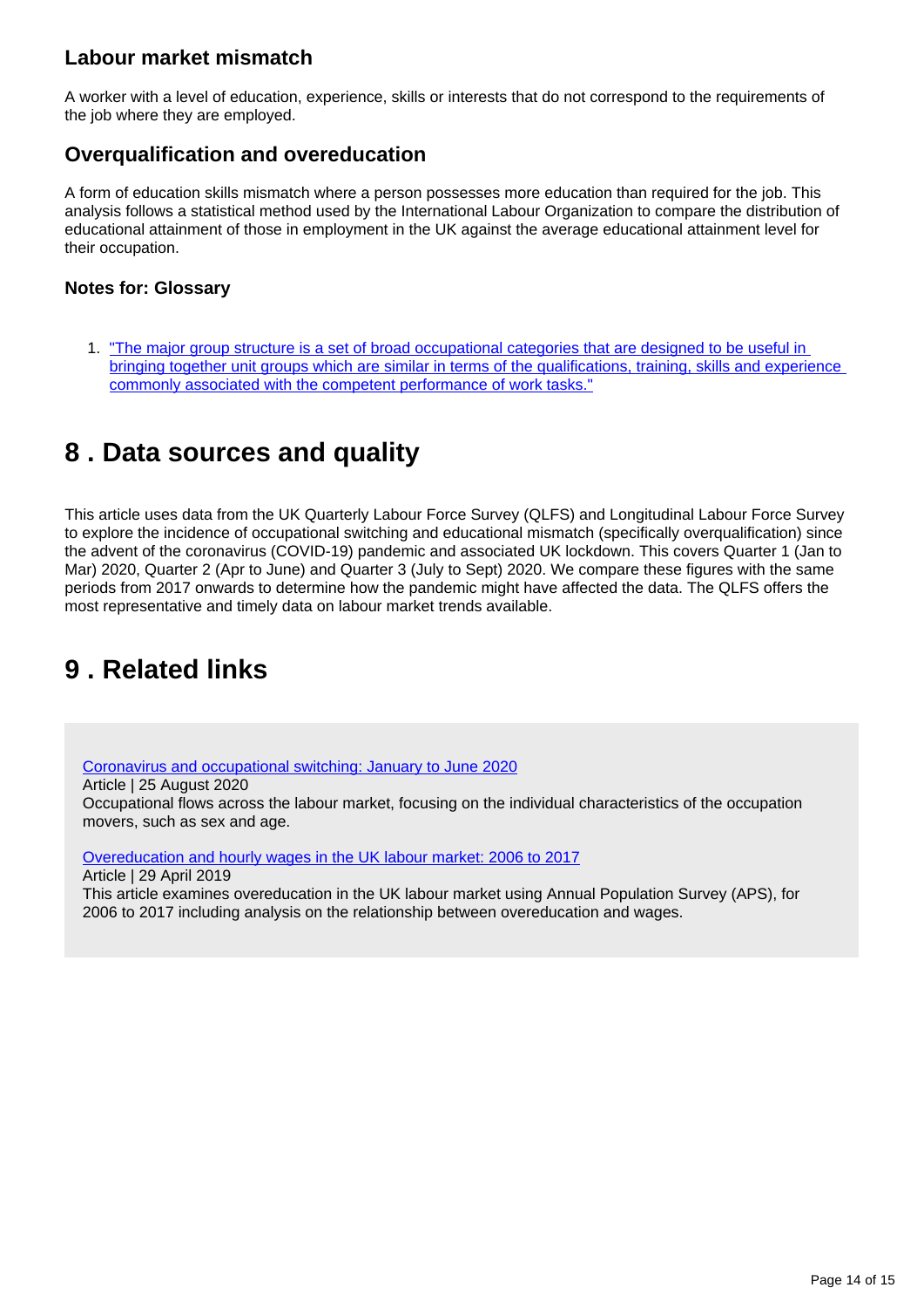### Labour market mismatch

A worker with a level of education, experience, skills or interests that do not correspond to the requirements of the job where they are employed.

### Overqualification and overeducation

A form of education skills mismatch where a person possesses more education than required for the job. This analysis follows a statistical method used by the International Labour Organization to compare the distribution of educational attainment of those in employment in the UK against the average educational attainment level for their occupation.

#### Notes for: Glossary

1. "The major group structure is a set of broad occupational categories that are designed to be useful in bringing together unit groups which are similar in terms of the qualifications, training, skills and experience commonly associated with the competent performance of work tasks."

## 8 . Data sources and quality

This article uses data from the UK Quarterly Labour Force Survey (QLFS) and Longitudinal Labour Force Survey to explore the incidence of occupational switching and educational mismatch (specifically overqualification) since the advent of the coronavirus (COVID-19) pandemic and associated UK lockdown. This covers Quarter 1 (Jan to Mar) 2020, Quarter 2 (Apr to June) and Quarter 3 (July to Sept) 2020. We compare these figures with the same periods from 2017 onwards to determine how the pandemic might have affected the data. The QLFS offers the most representative and timely data on labour market trends available.

## 9 . Related links

Coronavirus and occupational switching: January to June 2020
Article | 25 August 2020
Occupational flows across the labour market, focusing on the individual characteristics of the occupation movers, such as sex and age.

Overeducation and hourly wages in the UK labour market: 2006 to 2017
Article | 29 April 2019
This article examines overeducation in the UK labour market using Annual Population Survey (APS), for 2006 to 2017 including analysis on the relationship between overeducation and wages.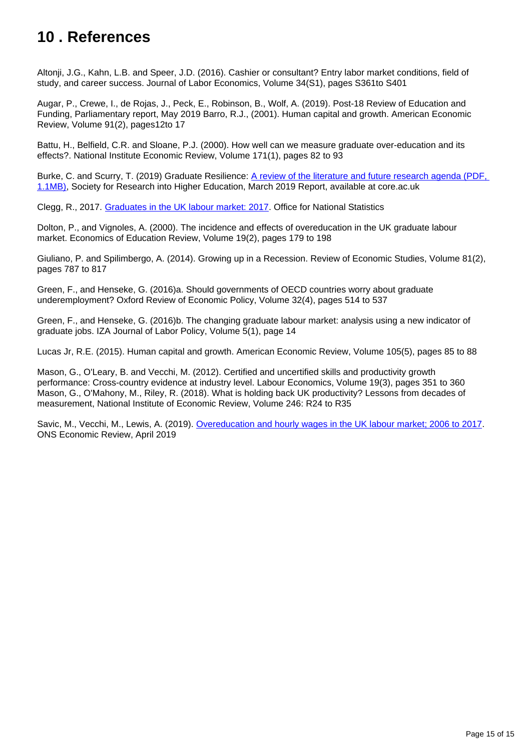# 10 . References

Altonji, J.G., Kahn, L.B. and Speer, J.D. (2016). Cashier or consultant? Entry labor market conditions, field of study, and career success. Journal of Labor Economics, Volume 34(S1), pages S361to S401

Augar, P., Crewe, I., de Rojas, J., Peck, E., Robinson, B., Wolf, A. (2019). Post-18 Review of Education and Funding, Parliamentary report, May 2019 Barro, R.J., (2001). Human capital and growth. American Economic Review, Volume 91(2), pages12to 17

Battu, H., Belfield, C.R. and Sloane, P.J. (2000). How well can we measure graduate over-education and its effects?. National Institute Economic Review, Volume 171(1), pages 82 to 93

Burke, C. and Scurry, T. (2019) Graduate Resilience: [A review of the literature and future research agenda (PDF, 1.1MB)](), Society for Research into Higher Education, March 2019 Report, available at core.ac.uk

Clegg, R., 2017. [Graduates in the UK labour market: 2017](). Office for National Statistics

Dolton, P., and Vignoles, A. (2000). The incidence and effects of overeducation in the UK graduate labour market. Economics of Education Review, Volume 19(2), pages 179 to 198

Giuliano, P. and Spilimbergo, A. (2014). Growing up in a Recession. Review of Economic Studies, Volume 81(2), pages 787 to 817

Green, F., and Henseke, G. (2016)a. Should governments of OECD countries worry about graduate underemployment? Oxford Review of Economic Policy, Volume 32(4), pages 514 to 537

Green, F., and Henseke, G. (2016)b. The changing graduate labour market: analysis using a new indicator of graduate jobs. IZA Journal of Labor Policy, Volume 5(1), page 14

Lucas Jr, R.E. (2015). Human capital and growth. American Economic Review, Volume 105(5), pages 85 to 88

Mason, G., O'Leary, B. and Vecchi, M. (2012). Certified and uncertified skills and productivity growth performance: Cross-country evidence at industry level. Labour Economics, Volume 19(3), pages 351 to 360 Mason, G., O'Mahony, M., Riley, R. (2018). What is holding back UK productivity? Lessons from decades of measurement, National Institute of Economic Review, Volume 246: R24 to R35

Savic, M., Vecchi, M., Lewis, A. (2019). [Overeducation and hourly wages in the UK labour market; 2006 to 2017](). ONS Economic Review, April 2019